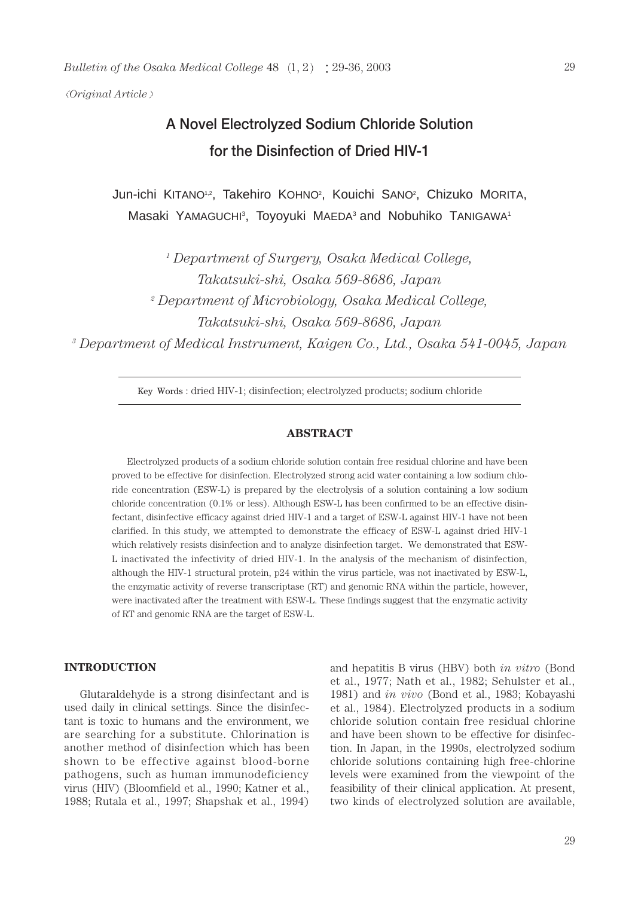*〈Original Article〉*

# A Novel Electrolyzed Sodium Chloride Solution for the Disinfection of Dried HIV-1

Jun-ichi KITANO[1,2], Takehiro KOHNO[2], Kouichi SANO[2], Chizuko MORITA, Masaki YAMAGUCHI[3], Toyoyuki MAEDA[3] and Nobuhiko TANIGAWA[1]

*[1] Department of Surgery, Osaka Medical College, Takatsuki-shi, Osaka 569-8686, Japan*
*[2] Department of Microbiology, Osaka Medical College, Takatsuki-shi, Osaka 569-8686, Japan*
*[3] Department of Medical Instrument, Kaigen Co., Ltd., Osaka 541-0045, Japan*

Key Words : dried HIV-1; disinfection; electrolyzed products; sodium chloride

## ABSTRACT

Electrolyzed products of a sodium chloride solution contain free residual chlorine and have been proved to be effective for disinfection. Electrolyzed strong acid water containing a low sodium chloride concentration (ESW-L) is prepared by the electrolysis of a solution containing a low sodium chloride concentration (0.1% or less). Although ESW-L has been confirmed to be an effective disinfectant, disinfective efficacy against dried HIV-1 and a target of ESW-L against HIV-1 have not been clarified. In this study, we attempted to demonstrate the efficacy of ESW-L against dried HIV-1 which relatively resists disinfection and to analyze disinfection target. We demonstrated that ESW-L inactivated the infectivity of dried HIV-1. In the analysis of the mechanism of disinfection, although the HIV-1 structural protein, p24 within the virus particle, was not inactivated by ESW-L, the enzymatic activity of reverse transcriptase (RT) and genomic RNA within the particle, however, were inactivated after the treatment with ESW-L. These findings suggest that the enzymatic activity of RT and genomic RNA are the target of ESW-L.

## INTRODUCTION

Glutaraldehyde is a strong disinfectant and is used daily in clinical settings. Since the disinfectant is toxic to humans and the environment, we are searching for a substitute. Chlorination is another method of disinfection which has been shown to be effective against blood-borne pathogens, such as human immunodeficiency virus (HIV) (Bloomfield et al., 1990; Katner et al., 1988; Rutala et al., 1997; Shapshak et al., 1994) and hepatitis B virus (HBV) both *in vitro* (Bond et al., 1977; Nath et al., 1982; Sehulster et al., 1981) and *in vivo* (Bond et al., 1983; Kobayashi et al., 1984). Electrolyzed products in a sodium chloride solution contain free residual chlorine and have been shown to be effective for disinfection. In Japan, in the 1990s, electrolyzed sodium chloride solutions containing high free-chlorine levels were examined from the viewpoint of the feasibility of their clinical application. At present, two kinds of electrolyzed solution are available,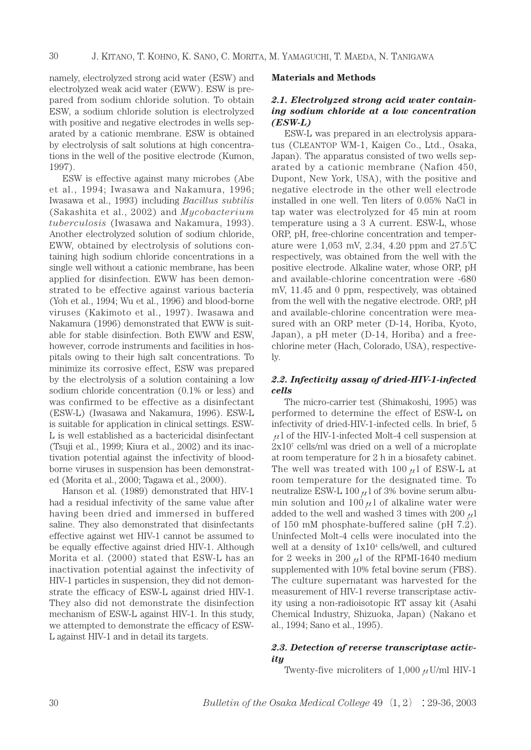namely, electrolyzed strong acid water (ESW) and electrolyzed weak acid water (EWW). ESW is prepared from sodium chloride solution. To obtain ESW, a sodium chloride solution is electrolyzed with positive and negative electrodes in wells separated by a cationic membrane. ESW is obtained by electrolysis of salt solutions at high concentrations in the well of the positive electrode (Kumon, 1997).

ESW is effective against many microbes (Abe et al., 1994; Iwasawa and Nakamura, 1996; Iwasawa et al., 1993) including *Bacillus subtilis* (Sakashita et al., 2002) and *Mycobacterium tuberculosis* (Iwasawa and Nakamura, 1993). Another electrolyzed solution of sodium chloride, EWW, obtained by electrolysis of solutions containing high sodium chloride concentrations in a single well without a cationic membrane, has been applied for disinfection. EWW has been demonstrated to be effective against various bacteria (Yoh et al., 1994; Wu et al., 1996) and blood-borne viruses (Kakimoto et al., 1997). Iwasawa and Nakamura (1996) demonstrated that EWW is suitable for stable disinfection. Both EWW and ESW, however, corrode instruments and facilities in hospitals owing to their high salt concentrations. To minimize its corrosive effect, ESW was prepared by the electrolysis of a solution containing a low sodium chloride concentration (0.1% or less) and was confirmed to be effective as a disinfectant (ESW-L) (Iwasawa and Nakamura, 1996). ESW-L is suitable for application in clinical settings. ESW-L is well established as a bactericidal disinfectant (Tsuji et al., 1999; Kiura et al., 2002) and its inactivation potential against the infectivity of blood-borne viruses in suspension has been demonstrated (Morita et al., 2000; Tagawa et al., 2000).

Hanson et al. (1989) demonstrated that HIV-1 had a residual infectivity of the same value after having been dried and immersed in buffered saline. They also demonstrated that disinfectants effective against wet HIV-1 cannot be assumed to be equally effective against dried HIV-1. Although Morita et al. (2000) stated that ESW-L has an inactivation potential against the infectivity of HIV-1 particles in suspension, they did not demonstrate the efficacy of ESW-L against dried HIV-1. They also did not demonstrate the disinfection mechanism of ESW-L against HIV-1. In this study, we attempted to demonstrate the efficacy of ESW-L against HIV-1 and in detail its targets.

## Materials and Methods

### *2.1. Electrolyzed strong acid water containing sodium chloride at a low concentration (ESW-L)*

ESW-L was prepared in an electrolysis apparatus (CLEANTOP WM-1, Kaigen Co., Ltd., Osaka, Japan). The apparatus consisted of two wells separated by a cationic membrane (Nafion 450, Dupont, New York, USA), with the positive and negative electrode in the other well electrode installed in one well. Ten liters of 0.05% NaCl in tap water was electrolyzed for 45 min at room temperature using a 3 A current. ESW-L, whose ORP, pH, free-chlorine concentration and temperature were 1,053 mV, 2.34, 4.20 ppm and 27.5℃ respectively, was obtained from the well with the positive electrode. Alkaline water, whose ORP, pH and available-chlorine concentration were -680 mV, 11.45 and 0 ppm, respectively, was obtained from the well with the negative electrode. ORP, pH and available-chlorine concentration were measured with an ORP meter (D-14, Horiba, Kyoto, Japan), a pH meter (D-14, Horiba) and a free-chlorine meter (Hach, Colorado, USA), respectively.

### *2.2. Infectivity assay of dried-HIV-1-infected cells*

The micro-carrier test (Shimakoshi, 1995) was performed to determine the effect of ESW-L on infectivity of dried-HIV-1-infected cells. In brief, 5 $\mu$l of the HIV-1-infected Molt-4 cell suspension at $2x10^7$ cells/ml was dried on a well of a microplate at room temperature for 2 h in a biosafety cabinet. The well was treated with 100 $\mu$l of ESW-L at room temperature for the designated time. To neutralize ESW-L 100 $\mu$l of 3% bovine serum albumin solution and 100 $\mu$l of alkaline water were added to the well and washed 3 times with 200 $\mu$l of 150 mM phosphate-buffered saline (pH 7.2). Uninfected Molt-4 cells were inoculated into the well at a density of $1x10^4$ cells/well, and cultured for 2 weeks in 200 $\mu$l of the RPMI-1640 medium supplemented with 10% fetal bovine serum (FBS). The culture supernatant was harvested for the measurement of HIV-1 reverse transcriptase activity using a non-radioisotopic RT assay kit (Asahi Chemical Industry, Shizuoka, Japan) (Nakano et al., 1994; Sano et al., 1995).

### *2.3. Detection of reverse transcriptase activity*

Twenty-five microliters of 1,000 $\mu$U/ml HIV-1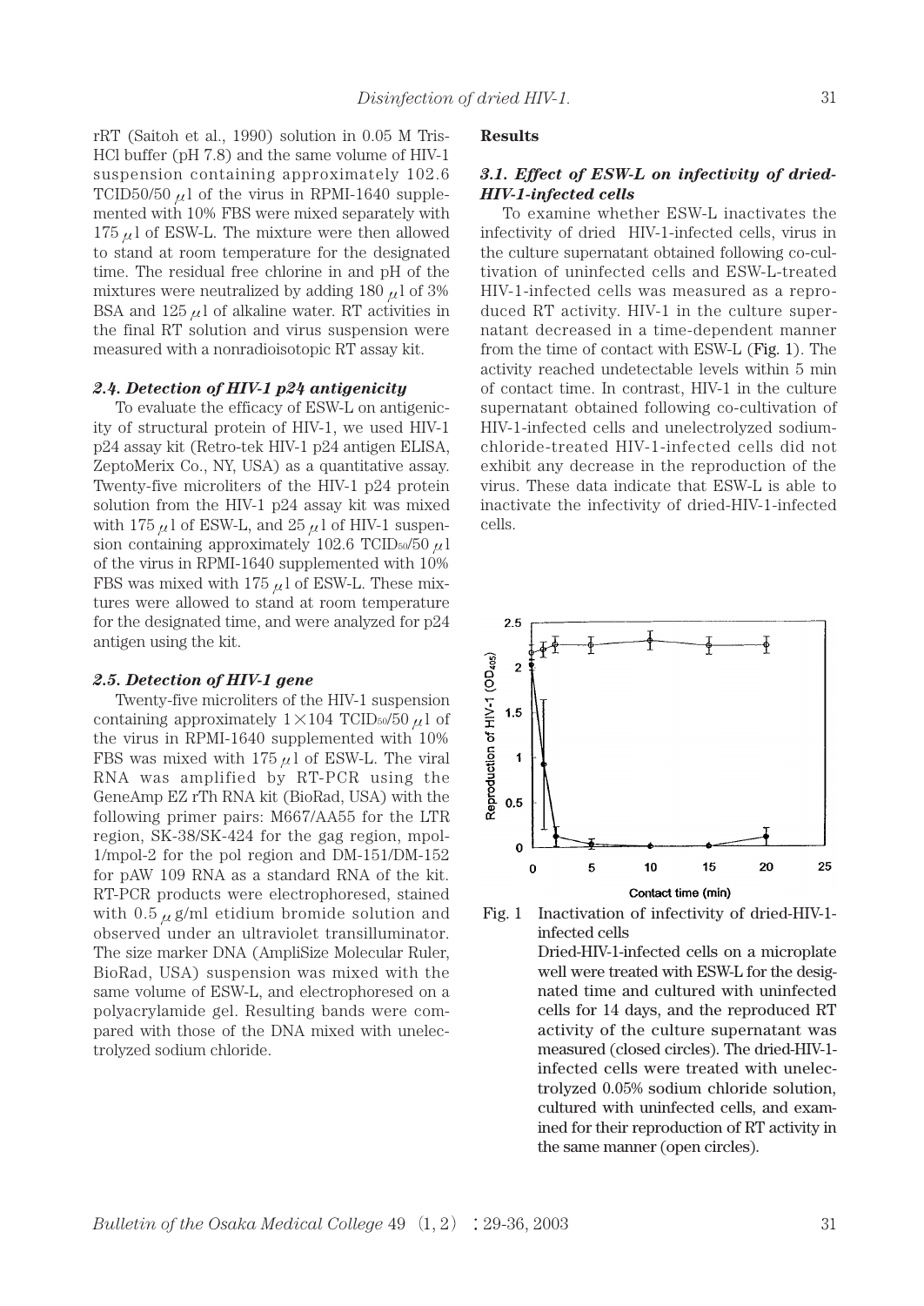rRT (Saitoh et al., 1990) solution in 0.05 M Tris-HCl buffer (pH 7.8) and the same volume of HIV-1 suspension containing approximately 102.6 TCID50/50 $\mu$l of the virus in RPMI-1640 supplemented with 10% FBS were mixed separately with 175 $\mu$l of ESW-L. The mixture were then allowed to stand at room temperature for the designated time. The residual free chlorine in and pH of the mixtures were neutralized by adding 180 $\mu$l of 3% BSA and 125 $\mu$l of alkaline water. RT activities in the final RT solution and virus suspension were measured with a nonradioisotopic RT assay kit.

### *2.4. Detection of HIV-1 p24 antigenicity*

To evaluate the efficacy of ESW-L on antigenicity of structural protein of HIV-1, we used HIV-1 p24 assay kit (Retro-tek HIV-1 p24 antigen ELISA, ZeptoMerix Co., NY, USA) as a quantitative assay. Twenty-five microliters of the HIV-1 p24 protein solution from the HIV-1 p24 assay kit was mixed with 175 $\mu$l of ESW-L, and 25 $\mu$l of HIV-1 suspension containing approximately 102.6 $TCID_{50}$/50 $\mu$l of the virus in RPMI-1640 supplemented with 10% FBS was mixed with 175 $\mu$l of ESW-L. These mixtures were allowed to stand at room temperature for the designated time, and were analyzed for p24 antigen using the kit.

### *2.5. Detection of HIV-1 gene*

Twenty-five microliters of the HIV-1 suspension containing approximately 1×104 $TCID_{50}$/50 $\mu$l of the virus in RPMI-1640 supplemented with 10% FBS was mixed with 175 $\mu$l of ESW-L. The viral RNA was amplified by RT-PCR using the GeneAmp EZ rTh RNA kit (BioRad, USA) with the following primer pairs: M667/AA55 for the LTR region, SK-38/SK-424 for the gag region, mpol-1/mpol-2 for the pol region and DM-151/DM-152 for pAW 109 RNA as a standard RNA of the kit. RT-PCR products were electrophoresed, stained with 0.5 $\mu$g/ml etidium bromide solution and observed under an ultraviolet transilluminator. The size marker DNA (AmpliSize Molecular Ruler, BioRad, USA) suspension was mixed with the same volume of ESW-L, and electrophoresed on a polyacrylamide gel. Resulting bands were compared with those of the DNA mixed with unelectrolyzed sodium chloride.

## Results

### *3.1. Effect of ESW-L on infectivity of dried-HIV-1-infected cells*

To examine whether ESW-L inactivates the infectivity of dried HIV-1-infected cells, virus in the culture supernatant obtained following co-cultivation of uninfected cells and ESW-L-treated HIV-1-infected cells was measured as a reproduced RT activity. HIV-1 in the culture supernatant decreased in a time-dependent manner from the time of contact with ESW-L (**Fig. 1**). The activity reached undetectable levels within 5 min of contact time. In contrast, HIV-1 in the culture supernatant obtained following co-cultivation of HIV-1-infected cells and unelectrolyzed sodium-chloride-treated HIV-1-infected cells did not exhibit any decrease in the reproduction of the virus. These data indicate that ESW-L is able to inactivate the infectivity of dried-HIV-1-infected cells.

Fig. 1 Inactivation of infectivity of dried-HIV-1-infected cells

Dried-HIV-1-infected cells on a microplate well were treated with ESW-L for the designated time and cultured with uninfected cells for 14 days, and the reproduced RT activity of the culture supernatant was measured (closed circles). The dried-HIV-1-infected cells were treated with unelectrolyzed 0.05% sodium chloride solution, cultured with uninfected cells, and examined for their reproduction of RT activity in the same manner (open circles).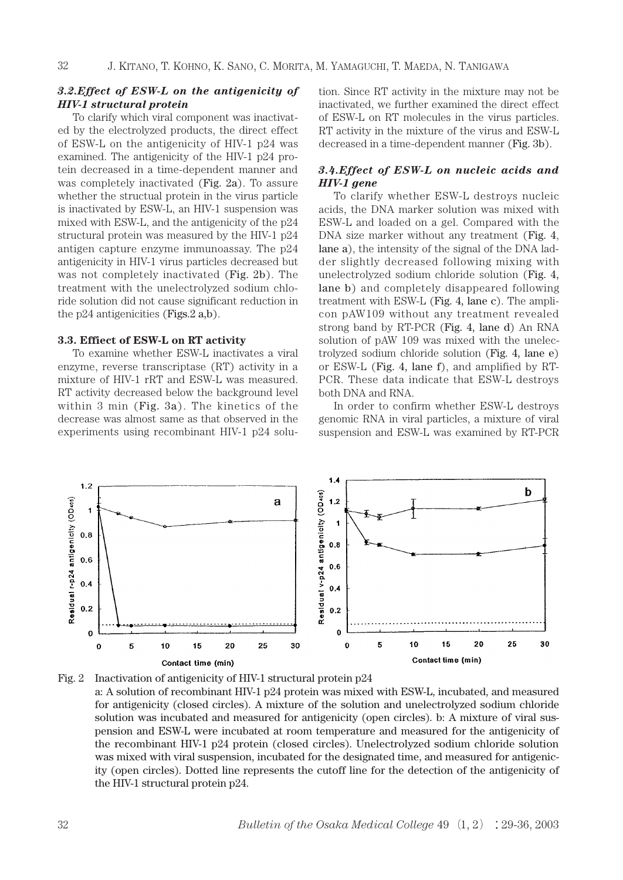### *3.2.Effect of ESW-L on the antigenicity of HIV-1 structural protein*

To clarify which viral component was inactivated by the electrolyzed products, the direct effect of ESW-L on the antigenicity of HIV-1 p24 was examined. The antigenicity of the HIV-1 p24 protein decreased in a time-dependent manner and was completely inactivated (Fig. 2a). To assure whether the structual protein in the virus particle is inactivated by ESW-L, an HIV-1 suspension was mixed with ESW-L, and the antigenicity of the p24 structural protein was measured by the HIV-1 p24 antigen capture enzyme immunoassay. The p24 antigenicity in HIV-1 virus particles decreased but was not completely inactivated (Fig. 2b). The treatment with the unelectrolyzed sodium chloride solution did not cause significant reduction in the p24 antigenicities (Figs.2 a,b).

### 3.3. Effiect of ESW-L on RT activity

To examine whether ESW-L inactivates a viral enzyme, reverse transcriptase (RT) activity in a mixture of HIV-1 rRT and ESW-L was measured. RT activity decreased below the background level within 3 min (Fig. 3a). The kinetics of the decrease was almost same as that observed in the experiments using recombinant HIV-1 p24 solution. Since RT activity in the mixture may not be inactivated, we further examined the direct effect of ESW-L on RT molecules in the virus particles. RT activity in the mixture of the virus and ESW-L decreased in a time-dependent manner (Fig. 3b).

### *3.4.Effect of ESW-L on nucleic acids and HIV-1 gene*

To clarify whether ESW-L destroys nucleic acids, the DNA marker solution was mixed with ESW-L and loaded on a gel. Compared with the DNA size marker without any treatment (Fig. 4, lane a), the intensity of the signal of the DNA ladder slightly decreased following mixing with unelectrolyzed sodium chloride solution (Fig. 4, lane b) and completely disappeared following treatment with ESW-L (Fig. 4, lane c). The amplicon pAW109 without any treatment revealed strong band by RT-PCR (Fig. 4, lane d) An RNA solution of pAW 109 was mixed with the unelectrolyzed sodium chloride solution (Fig. 4, lane e) or ESW-L (Fig. 4, lane f), and amplified by RT-PCR. These data indicate that ESW-L destroys both DNA and RNA.

In order to confirm whether ESW-L destroys genomic RNA in viral particles, a mixture of viral suspension and ESW-L was examined by RT-PCR

Fig. 2 Inactivation of antigenicity of HIV-1 structural protein p24
a: A solution of recombinant HIV-1 p24 protein was mixed with ESW-L, incubated, and measured for antigenicity (closed circles). A mixture of the solution and unelectrolyzed sodium chloride solution was incubated and measured for antigenicity (open circles). b: A mixture of viral suspension and ESW-L were incubated at room temperature and measured for the antigenicity of the recombinant HIV-1 p24 protein (closed circles). Unelectrolyzed sodium chloride solution was mixed with viral suspension, incubated for the designated time, and measured for antigenicity (open circles). Dotted line represents the cutoff line for the detection of the antigenicity of the HIV-1 structural protein p24.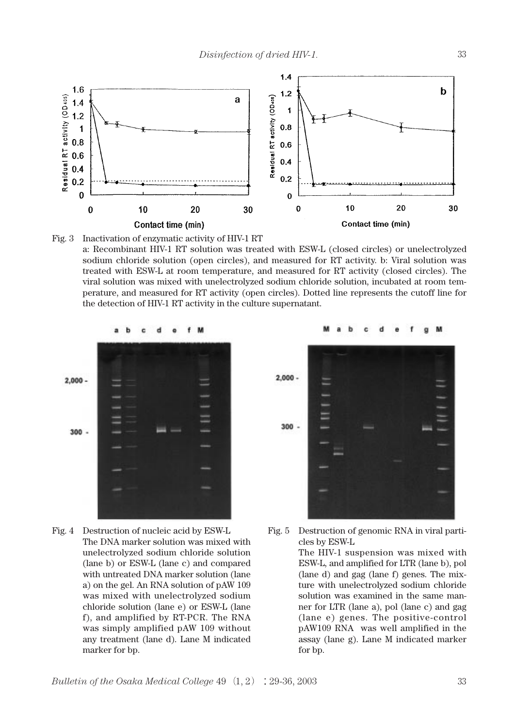Fig. 3　Inactivation of enzymatic activity of HIV-1 RT

a: Recombinant HIV-1 RT solution was treated with ESW-L (closed circles) or unelectrolyzed sodium chloride solution (open circles), and measured for RT activity. b: Viral solution was treated with ESW-L at room temperature, and measured for RT activity (closed circles). The viral solution was mixed with unelectrolyzed sodium chloride solution, incubated at room temperature, and measured for RT activity (open circles). Dotted line represents the cutoff line for the detection of HIV-1 RT activity in the culture supernatant.

Fig. 4　Destruction of nucleic acid by ESW-L

The DNA marker solution was mixed with unelectrolyzed sodium chloride solution (lane b) or ESW-L (lane c) and compared with untreated DNA marker solution (lane a) on the gel. An RNA solution of pAW 109 was mixed with unelectrolyzed sodium chloride solution (lane e) or ESW-L (lane f), and amplified by RT-PCR. The RNA was simply amplified pAW 109 without any treatment (lane d). Lane M indicated marker for bp.

Fig. 5　Destruction of genomic RNA in viral particles by ESW-L

The HIV-1 suspension was mixed with ESW-L, and amplified for LTR (lane b), pol (lane d) and gag (lane f) genes. The mixture with unelectrolyzed sodium chloride solution was examined in the same manner for LTR (lane a), pol (lane c) and gag (lane e) genes. The positive-control pAW109 RNA was well amplified in the assay (lane g). Lane M indicated marker for bp.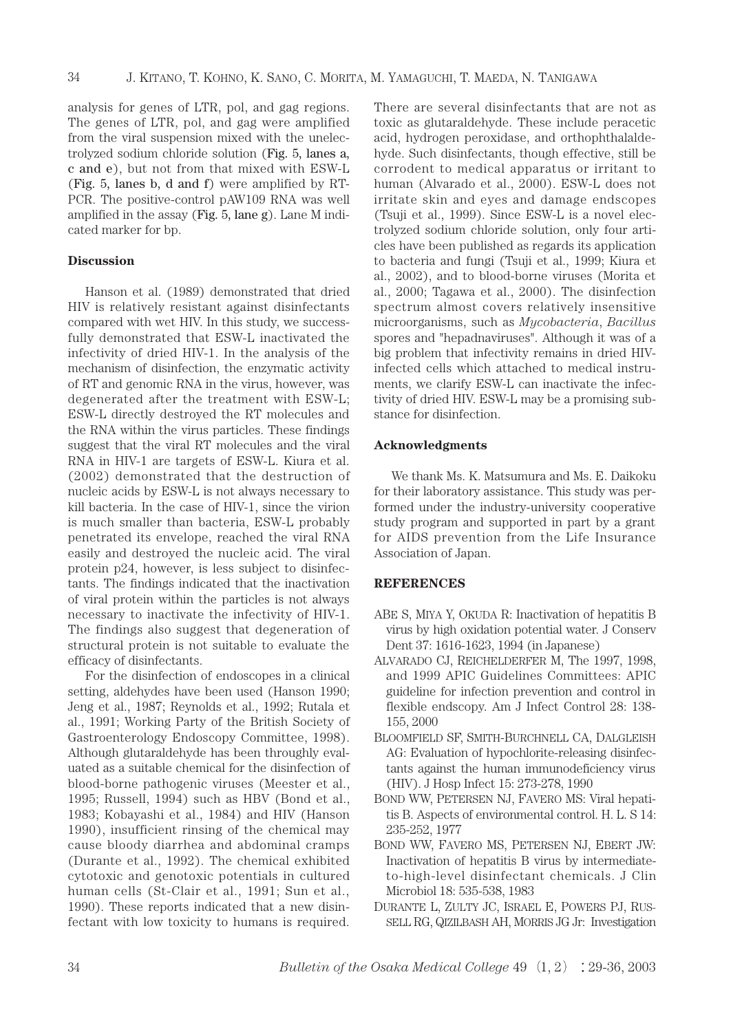analysis for genes of LTR, pol, and gag regions. The genes of LTR, pol, and gag were amplified from the viral suspension mixed with the unelectrolyzed sodium chloride solution (**Fig. 5, lanes a, c and e**), but not from that mixed with ESW-L (**Fig. 5, lanes b, d and f**) were amplified by RT-PCR. The positive-control pAW109 RNA was well amplified in the assay (**Fig. 5, lane g**). Lane M indicated marker for bp.

## Discussion

Hanson et al. (1989) demonstrated that dried HIV is relatively resistant against disinfectants compared with wet HIV. In this study, we successfully demonstrated that ESW-L inactivated the infectivity of dried HIV-1. In the analysis of the mechanism of disinfection, the enzymatic activity of RT and genomic RNA in the virus, however, was degenerated after the treatment with ESW-L; ESW-L directly destroyed the RT molecules and the RNA within the virus particles. These findings suggest that the viral RT molecules and the viral RNA in HIV-1 are targets of ESW-L. Kiura et al. (2002) demonstrated that the destruction of nucleic acids by ESW-L is not always necessary to kill bacteria. In the case of HIV-1, since the virion is much smaller than bacteria, ESW-L probably penetrated its envelope, reached the viral RNA easily and destroyed the nucleic acid. The viral protein p24, however, is less subject to disinfectants. The findings indicated that the inactivation of viral protein within the particles is not always necessary to inactivate the infectivity of HIV-1. The findings also suggest that degeneration of structural protein is not suitable to evaluate the efficacy of disinfectants.

For the disinfection of endoscopes in a clinical setting, aldehydes have been used (Hanson 1990; Jeng et al., 1987; Reynolds et al., 1992; Rutala et al., 1991; Working Party of the British Society of Gastroenterology Endoscopy Committee, 1998). Although glutaraldehyde has been throughly evaluated as a suitable chemical for the disinfection of blood-borne pathogenic viruses (Meester et al., 1995; Russell, 1994) such as HBV (Bond et al., 1983; Kobayashi et al., 1984) and HIV (Hanson 1990), insufficient rinsing of the chemical may cause bloody diarrhea and abdominal cramps (Durante et al., 1992). The chemical exhibited cytotoxic and genotoxic potentials in cultured human cells (St-Clair et al., 1991; Sun et al., 1990). These reports indicated that a new disinfectant with low toxicity to humans is required. There are several disinfectants that are not as toxic as glutaraldehyde. These include peracetic acid, hydrogen peroxidase, and orthophthalaldehyde. Such disinfectants, though effective, still be corrodent to medical apparatus or irritant to human (Alvarado et al., 2000). ESW-L does not irritate skin and eyes and damage endscopes (Tsuji et al., 1999). Since ESW-L is a novel electrolyzed sodium chloride solution, only four articles have been published as regards its application to bacteria and fungi (Tsuji et al., 1999; Kiura et al., 2002), and to blood-borne viruses (Morita et al., 2000; Tagawa et al., 2000). The disinfection spectrum almost covers relatively insensitive microorganisms, such as *Mycobacteria*, *Bacillus* spores and "hepadnaviruses". Although it was of a big problem that infectivity remains in dried HIV-infected cells which attached to medical instruments, we clarify ESW-L can inactivate the infectivity of dried HIV. ESW-L may be a promising substance for disinfection.

## Acknowledgments

We thank Ms. K. Matsumura and Ms. E. Daikoku for their laboratory assistance. This study was performed under the industry-university cooperative study program and supported in part by a grant for AIDS prevention from the Life Insurance Association of Japan.

## REFERENCES

- ABE S, MIYA Y, OKUDA R: Inactivation of hepatitis B virus by high oxidation potential water. J Conserv Dent 37: 1616-1623, 1994 (in Japanese)
- ALVARADO CJ, REICHELDERFER M, The 1997, 1998, and 1999 APIC Guidelines Committees: APIC guideline for infection prevention and control in flexible endscopy. Am J Infect Control 28: 138-155, 2000
- BLOOMFIELD SF, SMITH-BURCHNELL CA, DALGLEISH AG: Evaluation of hypochlorite-releasing disinfectants against the human immunodeficiency virus (HIV). J Hosp Infect 15: 273-278, 1990
- BOND WW, PETERSEN NJ, FAVERO MS: Viral hepatitis B. Aspects of environmental control. H. L. S 14: 235-252, 1977
- BOND WW, FAVERO MS, PETERSEN NJ, EBERT JW: Inactivation of hepatitis B virus by intermediate-to-high-level disinfectant chemicals. J Clin Microbiol 18: 535-538, 1983
- DURANTE L, ZULTY JC, ISRAEL E, POWERS PJ, RUSSELL RG, QIZILBASH AH, MORRIS JG Jr: Investigation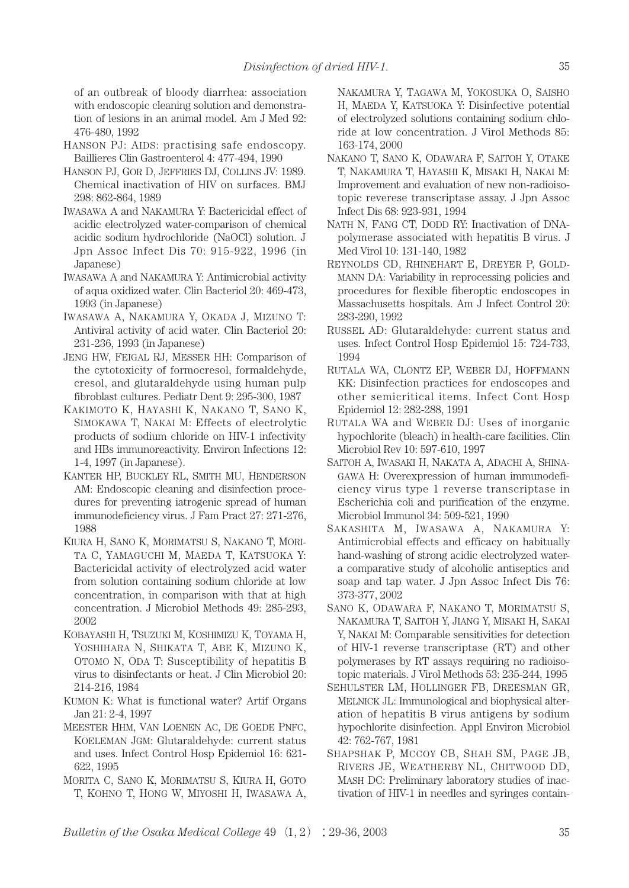of an outbreak of bloody diarrhea: association with endoscopic cleaning solution and demonstration of lesions in an animal model. Am J Med 92: 476-480, 1992

HANSON PJ: AIDS: practising safe endoscopy. Baillieres Clin Gastroenterol 4: 477-494, 1990

HANSON PJ, GOR D, JEFFRIES DJ, COLLINS JV: 1989. Chemical inactivation of HIV on surfaces. BMJ 298: 862-864, 1989

IWASAWA A and NAKAMURA Y: Bactericidal effect of acidic electrolyzed water-comparison of chemical acidic sodium hydrochloride (NaOCl) solution. J Jpn Assoc Infect Dis 70: 915-922, 1996 (in Japanese)

IWASAWA A and NAKAMURA Y: Antimicrobial activity of aqua oxidized water. Clin Bacteriol 20: 469-473, 1993 (in Japanese)

IWASAWA A, NAKAMURA Y, OKADA J, MIZUNO T: Antiviral activity of acid water. Clin Bacteriol 20: 231-236, 1993 (in Japanese)

JENG HW, FEIGAL RJ, MESSER HH: Comparison of the cytotoxicity of formocresol, formaldehyde, cresol, and glutaraldehyde using human pulp fibroblast cultures. Pediatr Dent 9: 295-300, 1987

KAKIMOTO K, HAYASHI K, NAKANO T, SANO K, SIMOKAWA T, NAKAI M: Effects of electrolytic products of sodium chloride on HIV-1 infectivity and HBs immunoreactivity. Environ Infections 12: 1-4, 1997 (in Japanese).

KANTER HP, BUCKLEY RL, SMITH MU, HENDERSON AM: Endoscopic cleaning and disinfection procedures for preventing iatrogenic spread of human immunodeficiency virus. J Fam Pract 27: 271-276, 1988

KIURA H, SANO K, MORIMATSU S, NAKANO T, MORITA C, YAMAGUCHI M, MAEDA T, KATSUOKA Y: Bactericidal activity of electrolyzed acid water from solution containing sodium chloride at low concentration, in comparison with that at high concentration. J Microbiol Methods 49: 285-293, 2002

KOBAYASHI H, TSUZUKI M, KOSHIMIZU K, TOYAMA H, YOSHIHARA N, SHIKATA T, ABE K, MIZUNO K, OTOMO N, ODA T: Susceptibility of hepatitis B virus to disinfectants or heat. J Clin Microbiol 20: 214-216, 1984

KUMON K: What is functional water? Artif Organs Jan 21: 2-4, 1997

MEESTER HHM, VAN LOENEN AC, DE GOEDE PNFC, KOELEMAN JGM: Glutaraldehyde: current status and uses. Infect Control Hosp Epidemiol 16: 621-622, 1995

MORITA C, SANO K, MORIMATSU S, KIURA H, GOTO T, KOHNO T, HONG W, MIYOSHI H, IWASAWA A, NAKAMURA Y, TAGAWA M, YOKOSUKA O, SAISHO H, MAEDA Y, KATSUOKA Y: Disinfective potential of electrolyzed solutions containing sodium chloride at low concentration. J Virol Methods 85: 163-174, 2000

NAKANO T, SANO K, ODAWARA F, SAITOH Y, OTAKE T, NAKAMURA T, HAYASHI K, MISAKI H, NAKAI M: Improvement and evaluation of new non-radioisotopic reverese transcriptase assay. J Jpn Assoc Infect Dis 68: 923-931, 1994

NATH N, FANG CT, DODD RY: Inactivation of DNA-polymerase associated with hepatitis B virus. J Med Virol 10: 131-140, 1982

REYNOLDS CD, RHINEHART E, DREYER P, GOLDMANN DA: Variability in reprocessing policies and procedures for flexible fiberoptic endoscopes in Massachusetts hospitals. Am J Infect Control 20: 283-290, 1992

RUSSEL AD: Glutaraldehyde: current status and uses. Infect Control Hosp Epidemiol 15: 724-733, 1994

RUTALA WA, CLONTZ EP, WEBER DJ, HOFFMANN KK: Disinfection practices for endoscopes and other semicritical items. Infect Cont Hosp Epidemiol 12: 282-288, 1991

RUTALA WA and WEBER DJ: Uses of inorganic hypochlorite (bleach) in health-care facilities. Clin Microbiol Rev 10: 597-610, 1997

SAITOH A, IWASAKI H, NAKATA A, ADACHI A, SHINAGAWA H: Overexpression of human immunodeficiency virus type 1 reverse transcriptase in Escherichia coli and purification of the enzyme. Microbiol Immunol 34: 509-521, 1990

SAKASHITA M, IWASAWA A, NAKAMURA Y: Antimicrobial effects and efficacy on habitually hand-washing of strong acidic electrolyzed water-a comparative study of alcoholic antiseptics and soap and tap water. J Jpn Assoc Infect Dis 76: 373-377, 2002

SANO K, ODAWARA F, NAKANO T, MORIMATSU S, NAKAMURA T, SAITOH Y, JIANG Y, MISAKI H, SAKAI Y, NAKAI M: Comparable sensitivities for detection of HIV-1 reverse transcriptase (RT) and other polymerases by RT assays requiring no radioisotopic materials. J Virol Methods 53: 235-244, 1995

SEHULSTER LM, HOLLINGER FB, DREESMAN GR, MELNICK JL: Immunological and biophysical alteration of hepatitis B virus antigens by sodium hypochlorite disinfection. Appl Environ Microbiol 42: 762-767, 1981

SHAPSHAK P, MCCOY CB, SHAH SM, PAGE JB, RIVERS JE, WEATHERBY NL, CHITWOOD DD, MASH DC: Preliminary laboratory studies of inactivation of HIV-1 in needles and syringes contain-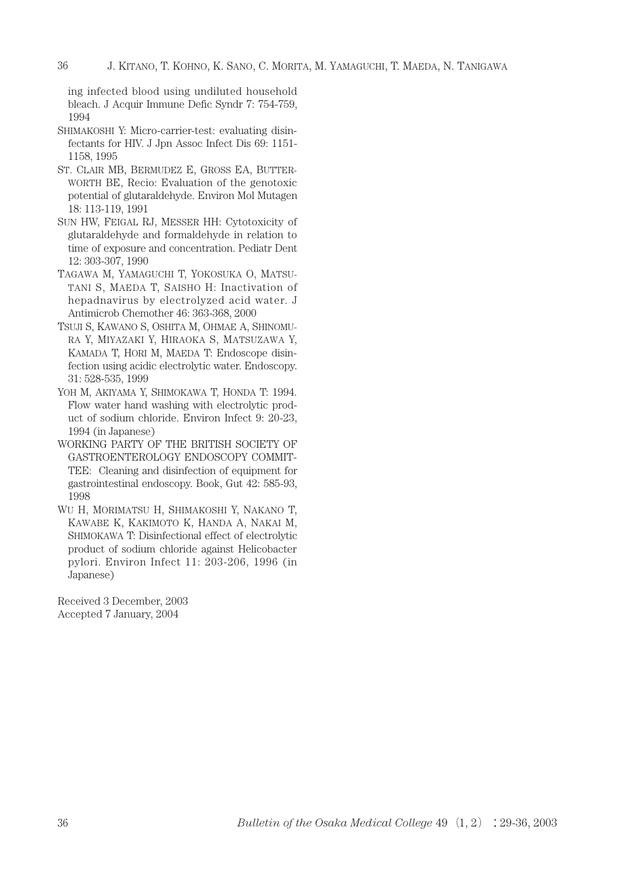ing infected blood using undiluted household bleach. J Acquir Immune Defic Syndr 7: 754-759, 1994

SHIMAKOSHI Y: Micro-carrier-test: evaluating disinfectants for HIV. J Jpn Assoc Infect Dis 69: 1151-1158, 1995

ST. CLAIR MB, BERMUDEZ E, GROSS EA, BUTTERWORTH BE, Recio: Evaluation of the genotoxic potential of glutaraldehyde. Environ Mol Mutagen 18: 113-119, 1991

SUN HW, FEIGAL RJ, MESSER HH: Cytotoxicity of glutaraldehyde and formaldehyde in relation to time of exposure and concentration. Pediatr Dent 12: 303-307, 1990

TAGAWA M, YAMAGUCHI T, YOKOSUKA O, MATSUTANI S, MAEDA T, SAISHO H: Inactivation of hepadnavirus by electrolyzed acid water. J Antimicrob Chemother 46: 363-368, 2000

TSUJI S, KAWANO S, OSHITA M, OHMAE A, SHINOMURA Y, MIYAZAKI Y, HIRAOKA S, MATSUZAWA Y, KAMADA T, HORI M, MAEDA T: Endoscope disinfection using acidic electrolytic water. Endoscopy. 31: 528-535, 1999

YOH M, AKIYAMA Y, SHIMOKAWA T, HONDA T: 1994. Flow water hand washing with electrolytic product of sodium chloride. Environ Infect 9: 20-23, 1994 (in Japanese)

WORKING PARTY OF THE BRITISH SOCIETY OF GASTROENTEROLOGY ENDOSCOPY COMMITTEE: Cleaning and disinfection of equipment for gastrointestinal endoscopy. Book, Gut 42: 585-93, 1998

WU H, MORIMATSU H, SHIMAKOSHI Y, NAKANO T, KAWABE K, KAKIMOTO K, HANDA A, NAKAI M, SHIMOKAWA T: Disinfectional effect of electrolytic product of sodium chloride against Helicobacter pylori. Environ Infect 11: 203-206, 1996 (in Japanese)

Received 3 December, 2003
Accepted 7 January, 2004